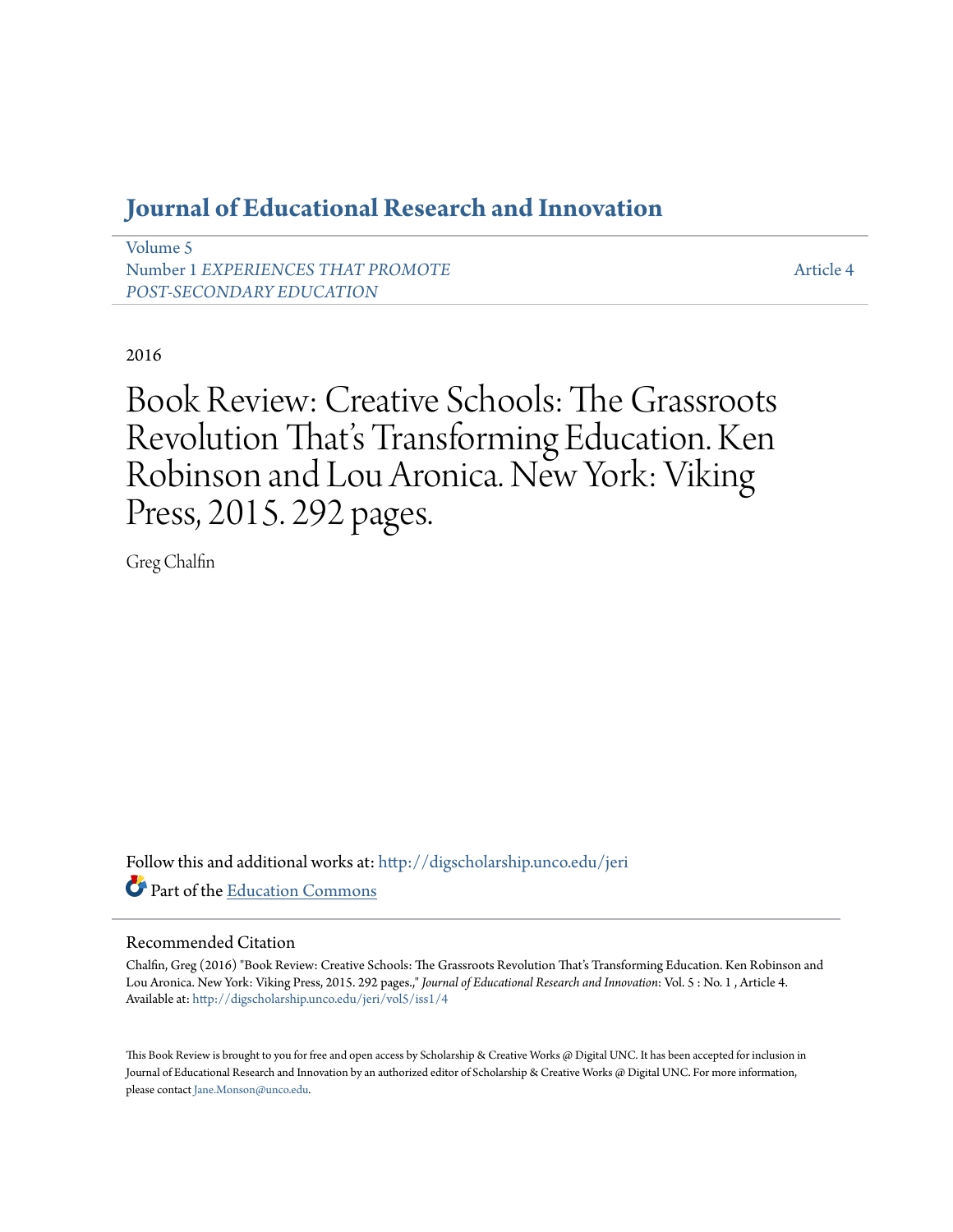# Journal of Educational Research and Innovation

Volume 5
Number 1 *EXPERIENCES THAT PROMOTE POST-SECONDARY EDUCATION*

Article 4

2016

# Book Review: Creative Schools: The Grassroots Revolution That's Transforming Education. Ken Robinson and Lou Aronica. New York: Viking Press, 2015. 292 pages.

Greg Chalfin

Follow this and additional works at: http://digscholarship.unco.edu/jeri

Part of the Education Commons

## Recommended Citation

Chalfin, Greg (2016) "Book Review: Creative Schools: The Grassroots Revolution That's Transforming Education. Ken Robinson and Lou Aronica. New York: Viking Press, 2015. 292 pages.," *Journal of Educational Research and Innovation*: Vol. 5 : No. 1 , Article 4.
Available at: http://digscholarship.unco.edu/jeri/vol5/iss1/4

This Book Review is brought to you for free and open access by Scholarship & Creative Works @ Digital UNC. It has been accepted for inclusion in Journal of Educational Research and Innovation by an authorized editor of Scholarship & Creative Works @ Digital UNC. For more information, please contact Jane.Monson@unco.edu.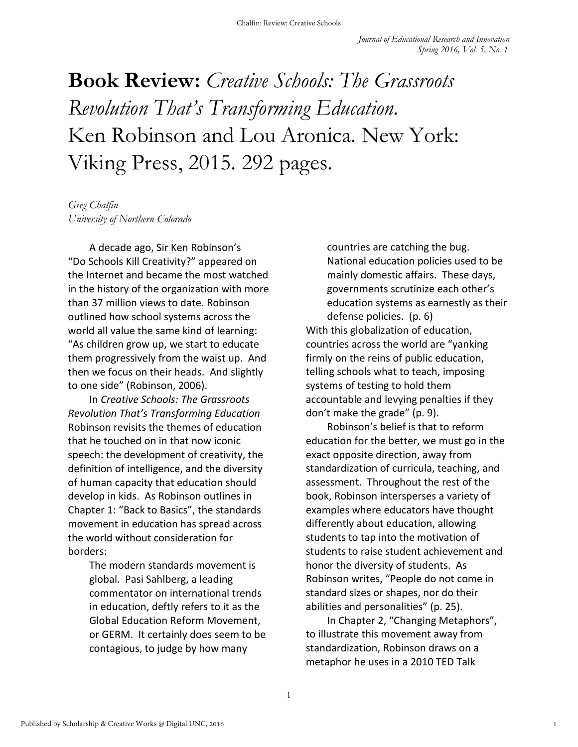# Book Review: *Creative Schools: The Grassroots Revolution That's Transforming Education*. Ken Robinson and Lou Aronica. New York: Viking Press, 2015. 292 pages.

*Greg Chalfin*
*University of Northern Colorado*

A decade ago, Sir Ken Robinson's "Do Schools Kill Creativity?" appeared on the Internet and became the most watched in the history of the organization with more than 37 million views to date. Robinson outlined how school systems across the world all value the same kind of learning: "As children grow up, we start to educate them progressively from the waist up. And then we focus on their heads. And slightly to one side" (Robinson, 2006).

In *Creative Schools: The Grassroots Revolution That's Transforming Education* Robinson revisits the themes of education that he touched on in that now iconic speech: the development of creativity, the definition of intelligence, and the diversity of human capacity that education should develop in kids. As Robinson outlines in Chapter 1: "Back to Basics", the standards movement in education has spread across the world without consideration for borders:

> The modern standards movement is global. Pasi Sahlberg, a leading commentator on international trends in education, deftly refers to it as the Global Education Reform Movement, or GERM. It certainly does seem to be contagious, to judge by how many countries are catching the bug. National education policies used to be mainly domestic affairs. These days, governments scrutinize each other's education systems as earnestly as their defense policies. (p. 6)

With this globalization of education, countries across the world are "yanking firmly on the reins of public education, telling schools what to teach, imposing systems of testing to hold them accountable and levying penalties if they don't make the grade" (p. 9).

Robinson's belief is that to reform education for the better, we must go in the exact opposite direction, away from standardization of curricula, teaching, and assessment. Throughout the rest of the book, Robinson intersperses a variety of examples where educators have thought differently about education, allowing students to tap into the motivation of students to raise student achievement and honor the diversity of students. As Robinson writes, "People do not come in standard sizes or shapes, nor do their abilities and personalities" (p. 25).

In Chapter 2, "Changing Metaphors", to illustrate this movement away from standardization, Robinson draws on a metaphor he uses in a 2010 TED Talk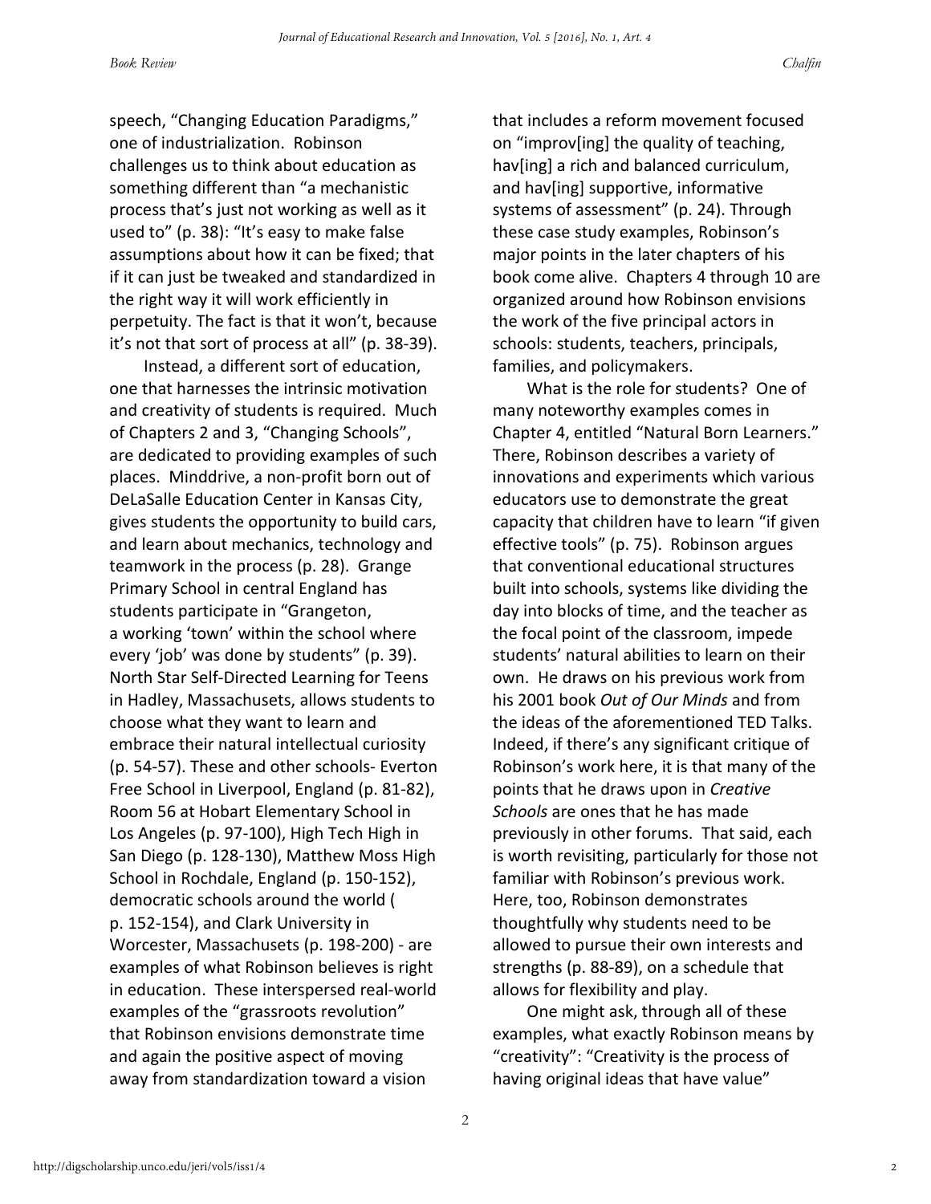speech, "Changing Education Paradigms," one of industrialization. Robinson challenges us to think about education as something different than "a mechanistic process that's just not working as well as it used to" (p. 38): "It's easy to make false assumptions about how it can be fixed; that if it can just be tweaked and standardized in the right way it will work efficiently in perpetuity. The fact is that it won't, because it's not that sort of process at all" (p. 38-39).

Instead, a different sort of education, one that harnesses the intrinsic motivation and creativity of students is required. Much of Chapters 2 and 3, "Changing Schools", are dedicated to providing examples of such places. Minddrive, a non-profit born out of DeLaSalle Education Center in Kansas City, gives students the opportunity to build cars, and learn about mechanics, technology and teamwork in the process (p. 28). Grange Primary School in central England has students participate in "Grangeton, a working 'town' within the school where every 'job' was done by students" (p. 39). North Star Self-Directed Learning for Teens in Hadley, Massachusets, allows students to choose what they want to learn and embrace their natural intellectual curiosity (p. 54-57). These and other schools- Everton Free School in Liverpool, England (p. 81-82), Room 56 at Hobart Elementary School in Los Angeles (p. 97-100), High Tech High in San Diego (p. 128-130), Matthew Moss High School in Rochdale, England (p. 150-152), democratic schools around the world ( p. 152-154), and Clark University in Worcester, Massachusets (p. 198-200) - are examples of what Robinson believes is right in education. These interspersed real-world examples of the "grassroots revolution" that Robinson envisions demonstrate time and again the positive aspect of moving away from standardization toward a vision that includes a reform movement focused on "improv[ing] the quality of teaching, hav[ing] a rich and balanced curriculum, and hav[ing] supportive, informative systems of assessment" (p. 24). Through these case study examples, Robinson's major points in the later chapters of his book come alive. Chapters 4 through 10 are organized around how Robinson envisions the work of the five principal actors in schools: students, teachers, principals, families, and policymakers.

What is the role for students? One of many noteworthy examples comes in Chapter 4, entitled "Natural Born Learners." There, Robinson describes a variety of innovations and experiments which various educators use to demonstrate the great capacity that children have to learn "if given effective tools" (p. 75). Robinson argues that conventional educational structures built into schools, systems like dividing the day into blocks of time, and the teacher as the focal point of the classroom, impede students' natural abilities to learn on their own. He draws on his previous work from his 2001 book *Out of Our Minds* and from the ideas of the aforementioned TED Talks. Indeed, if there's any significant critique of Robinson's work here, it is that many of the points that he draws upon in *Creative Schools* are ones that he has made previously in other forums. That said, each is worth revisiting, particularly for those not familiar with Robinson's previous work. Here, too, Robinson demonstrates thoughtfully why students need to be allowed to pursue their own interests and strengths (p. 88-89), on a schedule that allows for flexibility and play.

One might ask, through all of these examples, what exactly Robinson means by "creativity": "Creativity is the process of having original ideas that have value"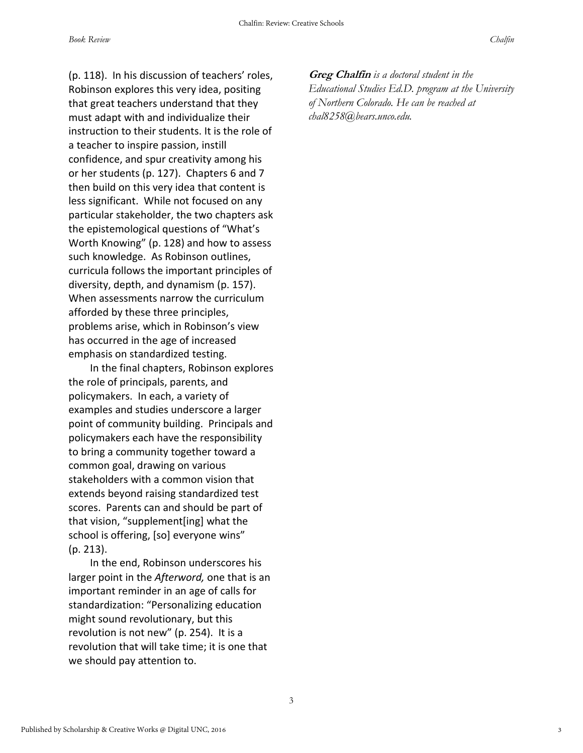(p. 118). In his discussion of teachers' roles, Robinson explores this very idea, positing that great teachers understand that they must adapt with and individualize their instruction to their students. It is the role of a teacher to inspire passion, instill confidence, and spur creativity among his or her students (p. 127). Chapters 6 and 7 then build on this very idea that content is less significant. While not focused on any particular stakeholder, the two chapters ask the epistemological questions of "What's Worth Knowing" (p. 128) and how to assess such knowledge. As Robinson outlines, curricula follows the important principles of diversity, depth, and dynamism (p. 157). When assessments narrow the curriculum afforded by these three principles, problems arise, which in Robinson's view has occurred in the age of increased emphasis on standardized testing.

In the final chapters, Robinson explores the role of principals, parents, and policymakers. In each, a variety of examples and studies underscore a larger point of community building. Principals and policymakers each have the responsibility to bring a community together toward a common goal, drawing on various stakeholders with a common vision that extends beyond raising standardized test scores. Parents can and should be part of that vision, "supplement[ing] what the school is offering, [so] everyone wins" (p. 213).

In the end, Robinson underscores his larger point in the *Afterword,* one that is an important reminder in an age of calls for standardization: "Personalizing education might sound revolutionary, but this revolution is not new" (p. 254). It is a revolution that will take time; it is one that we should pay attention to.

***Greg Chalfin*** *is a doctoral student in the Educational Studies Ed.D. program at the University of Northern Colorado. He can be reached at chal8258@bears.unco.edu.*